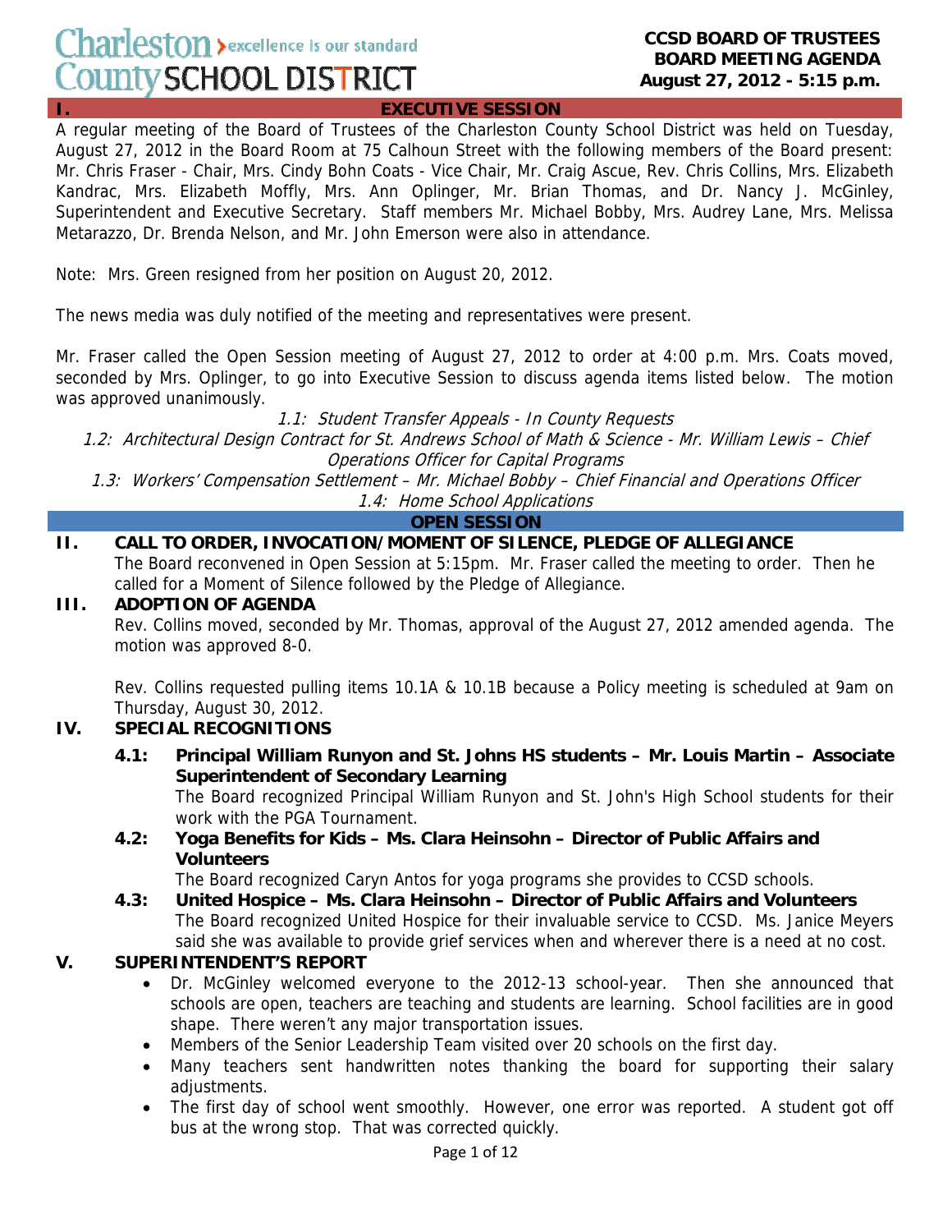Charleston County SCHOOL DISTRICT — excellence is our standard

**CCSD BOARD OF TRUSTEES**
**BOARD MEETING AGENDA**
**August 27, 2012 - 5:15 p.m.**

## I. EXECUTIVE SESSION

A regular meeting of the Board of Trustees of the Charleston County School District was held on Tuesday, August 27, 2012 in the Board Room at 75 Calhoun Street with the following members of the Board present: Mr. Chris Fraser - Chair, Mrs. Cindy Bohn Coats - Vice Chair, Mr. Craig Ascue, Rev. Chris Collins, Mrs. Elizabeth Kandrac, Mrs. Elizabeth Moffly, Mrs. Ann Oplinger, Mr. Brian Thomas, and Dr. Nancy J. McGinley, Superintendent and Executive Secretary. Staff members Mr. Michael Bobby, Mrs. Audrey Lane, Mrs. Melissa Metarazzo, Dr. Brenda Nelson, and Mr. John Emerson were also in attendance.

Note: Mrs. Green resigned from her position on August 20, 2012.

The news media was duly notified of the meeting and representatives were present.

Mr. Fraser called the Open Session meeting of August 27, 2012 to order at 4:00 p.m. Mrs. Coats moved, seconded by Mrs. Oplinger, to go into Executive Session to discuss agenda items listed below. The motion was approved unanimously.

*1.1: Student Transfer Appeals - In County Requests*
*1.2: Architectural Design Contract for St. Andrews School of Math & Science - Mr. William Lewis – Chief Operations Officer for Capital Programs*
*1.3: Workers' Compensation Settlement – Mr. Michael Bobby – Chief Financial and Operations Officer*
*1.4: Home School Applications*

## OPEN SESSION

### II. CALL TO ORDER, INVOCATION/MOMENT OF SILENCE, PLEDGE OF ALLEGIANCE

The Board reconvened in Open Session at 5:15pm. Mr. Fraser called the meeting to order. Then he called for a Moment of Silence followed by the Pledge of Allegiance.

### III. ADOPTION OF AGENDA

Rev. Collins moved, seconded by Mr. Thomas, approval of the August 27, 2012 amended agenda. The motion was approved 8-0.

Rev. Collins requested pulling items 10.1A & 10.1B because a Policy meeting is scheduled at 9am on Thursday, August 30, 2012.

### IV. SPECIAL RECOGNITIONS

**4.1: Principal William Runyon and St. Johns HS students – Mr. Louis Martin – Associate Superintendent of Secondary Learning**

The Board recognized Principal William Runyon and St. John's High School students for their work with the PGA Tournament.

**4.2: Yoga Benefits for Kids – Ms. Clara Heinsohn – Director of Public Affairs and Volunteers**

The Board recognized Caryn Antos for yoga programs she provides to CCSD schools.

**4.3: United Hospice – Ms. Clara Heinsohn – Director of Public Affairs and Volunteers**

The Board recognized United Hospice for their invaluable service to CCSD. Ms. Janice Meyers said she was available to provide grief services when and wherever there is a need at no cost.

### V. SUPERINTENDENT'S REPORT

- Dr. McGinley welcomed everyone to the 2012-13 school-year. Then she announced that schools are open, teachers are teaching and students are learning. School facilities are in good shape. There weren't any major transportation issues.
- Members of the Senior Leadership Team visited over 20 schools on the first day.
- Many teachers sent handwritten notes thanking the board for supporting their salary adjustments.
- The first day of school went smoothly. However, one error was reported. A student got off bus at the wrong stop. That was corrected quickly.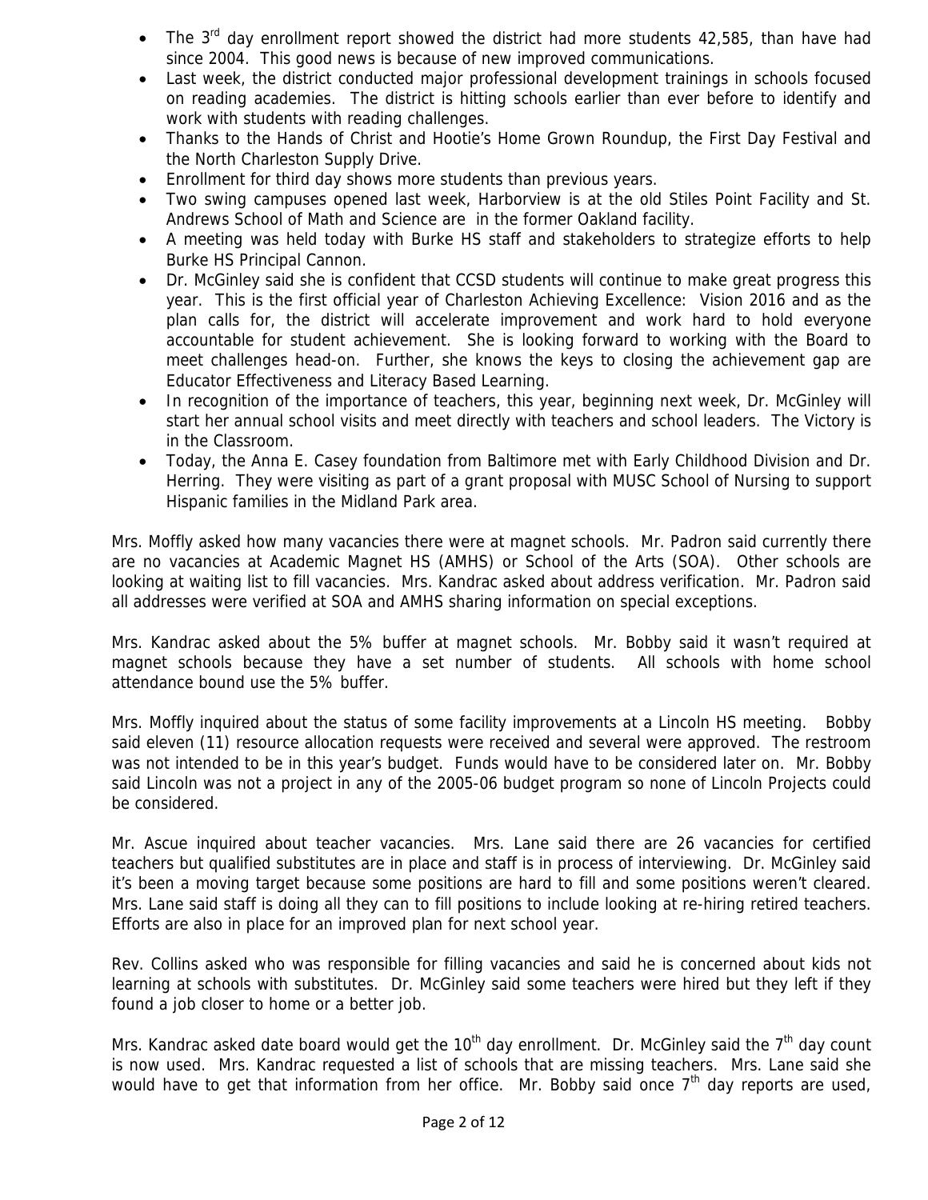- The 3rd day enrollment report showed the district had more students 42,585, than have had since 2004. This good news is because of new improved communications.
- Last week, the district conducted major professional development trainings in schools focused on reading academies. The district is hitting schools earlier than ever before to identify and work with students with reading challenges.
- Thanks to the Hands of Christ and Hootie's Home Grown Roundup, the First Day Festival and the North Charleston Supply Drive.
- Enrollment for third day shows more students than previous years.
- Two swing campuses opened last week, Harborview is at the old Stiles Point Facility and St. Andrews School of Math and Science are in the former Oakland facility.
- A meeting was held today with Burke HS staff and stakeholders to strategize efforts to help Burke HS Principal Cannon.
- Dr. McGinley said she is confident that CCSD students will continue to make great progress this year. This is the first official year of Charleston Achieving Excellence: Vision 2016 and as the plan calls for, the district will accelerate improvement and work hard to hold everyone accountable for student achievement. She is looking forward to working with the Board to meet challenges head-on. Further, she knows the keys to closing the achievement gap are Educator Effectiveness and Literacy Based Learning.
- In recognition of the importance of teachers, this year, beginning next week, Dr. McGinley will start her annual school visits and meet directly with teachers and school leaders. The Victory is in the Classroom.
- Today, the Anna E. Casey foundation from Baltimore met with Early Childhood Division and Dr. Herring. They were visiting as part of a grant proposal with MUSC School of Nursing to support Hispanic families in the Midland Park area.

Mrs. Moffly asked how many vacancies there were at magnet schools. Mr. Padron said currently there are no vacancies at Academic Magnet HS (AMHS) or School of the Arts (SOA). Other schools are looking at waiting list to fill vacancies. Mrs. Kandrac asked about address verification. Mr. Padron said all addresses were verified at SOA and AMHS sharing information on special exceptions.

Mrs. Kandrac asked about the 5% buffer at magnet schools. Mr. Bobby said it wasn't required at magnet schools because they have a set number of students. All schools with home school attendance bound use the 5% buffer.

Mrs. Moffly inquired about the status of some facility improvements at a Lincoln HS meeting. Bobby said eleven (11) resource allocation requests were received and several were approved. The restroom was not intended to be in this year's budget. Funds would have to be considered later on. Mr. Bobby said Lincoln was not a project in any of the 2005-06 budget program so none of Lincoln Projects could be considered.

Mr. Ascue inquired about teacher vacancies. Mrs. Lane said there are 26 vacancies for certified teachers but qualified substitutes are in place and staff is in process of interviewing. Dr. McGinley said it's been a moving target because some positions are hard to fill and some positions weren't cleared. Mrs. Lane said staff is doing all they can to fill positions to include looking at re-hiring retired teachers. Efforts are also in place for an improved plan for next school year.

Rev. Collins asked who was responsible for filling vacancies and said he is concerned about kids not learning at schools with substitutes. Dr. McGinley said some teachers were hired but they left if they found a job closer to home or a better job.

Mrs. Kandrac asked date board would get the 10th day enrollment. Dr. McGinley said the 7th day count is now used. Mrs. Kandrac requested a list of schools that are missing teachers. Mrs. Lane said she would have to get that information from her office. Mr. Bobby said once 7th day reports are used,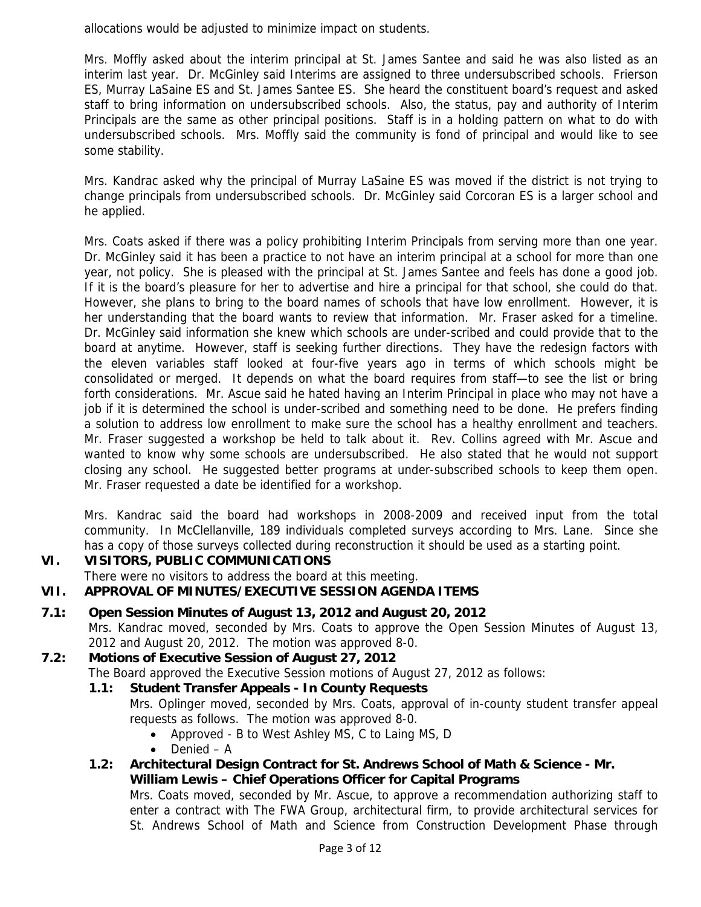allocations would be adjusted to minimize impact on students.

Mrs. Moffly asked about the interim principal at St. James Santee and said he was also listed as an interim last year. Dr. McGinley said Interims are assigned to three undersubscribed schools. Frierson ES, Murray LaSaine ES and St. James Santee ES. She heard the constituent board's request and asked staff to bring information on undersubscribed schools. Also, the status, pay and authority of Interim Principals are the same as other principal positions. Staff is in a holding pattern on what to do with undersubscribed schools. Mrs. Moffly said the community is fond of principal and would like to see some stability.

Mrs. Kandrac asked why the principal of Murray LaSaine ES was moved if the district is not trying to change principals from undersubscribed schools. Dr. McGinley said Corcoran ES is a larger school and he applied.

Mrs. Coats asked if there was a policy prohibiting Interim Principals from serving more than one year. Dr. McGinley said it has been a practice to not have an interim principal at a school for more than one year, not policy. She is pleased with the principal at St. James Santee and feels has done a good job. If it is the board's pleasure for her to advertise and hire a principal for that school, she could do that. However, she plans to bring to the board names of schools that have low enrollment. However, it is her understanding that the board wants to review that information. Mr. Fraser asked for a timeline. Dr. McGinley said information she knew which schools are under-scribed and could provide that to the board at anytime. However, staff is seeking further directions. They have the redesign factors with the eleven variables staff looked at four-five years ago in terms of which schools might be consolidated or merged. It depends on what the board requires from staff—to see the list or bring forth considerations. Mr. Ascue said he hated having an Interim Principal in place who may not have a job if it is determined the school is under-scribed and something need to be done. He prefers finding a solution to address low enrollment to make sure the school has a healthy enrollment and teachers. Mr. Fraser suggested a workshop be held to talk about it. Rev. Collins agreed with Mr. Ascue and wanted to know why some schools are undersubscribed. He also stated that he would not support closing any school. He suggested better programs at under-subscribed schools to keep them open. Mr. Fraser requested a date be identified for a workshop.

Mrs. Kandrac said the board had workshops in 2008-2009 and received input from the total community. In McClellanville, 189 individuals completed surveys according to Mrs. Lane. Since she has a copy of those surveys collected during reconstruction it should be used as a starting point.

## VI. VISITORS, PUBLIC COMMUNICATIONS

There were no visitors to address the board at this meeting.

## VII. APPROVAL OF MINUTES/EXECUTIVE SESSION AGENDA ITEMS

### 7.1: Open Session Minutes of August 13, 2012 and August 20, 2012

Mrs. Kandrac moved, seconded by Mrs. Coats to approve the Open Session Minutes of August 13, 2012 and August 20, 2012. The motion was approved 8-0.

### 7.2: Motions of Executive Session of August 27, 2012

The Board approved the Executive Session motions of August 27, 2012 as follows:

**1.1: Student Transfer Appeals - In County Requests**

Mrs. Oplinger moved, seconded by Mrs. Coats, approval of in-county student transfer appeal requests as follows. The motion was approved 8-0.

- Approved - B to West Ashley MS, C to Laing MS, D
- Denied – A

**1.2: Architectural Design Contract for St. Andrews School of Math & Science - Mr. William Lewis – Chief Operations Officer for Capital Programs**

Mrs. Coats moved, seconded by Mr. Ascue, to approve a recommendation authorizing staff to enter a contract with The FWA Group, architectural firm, to provide architectural services for St. Andrews School of Math and Science from Construction Development Phase through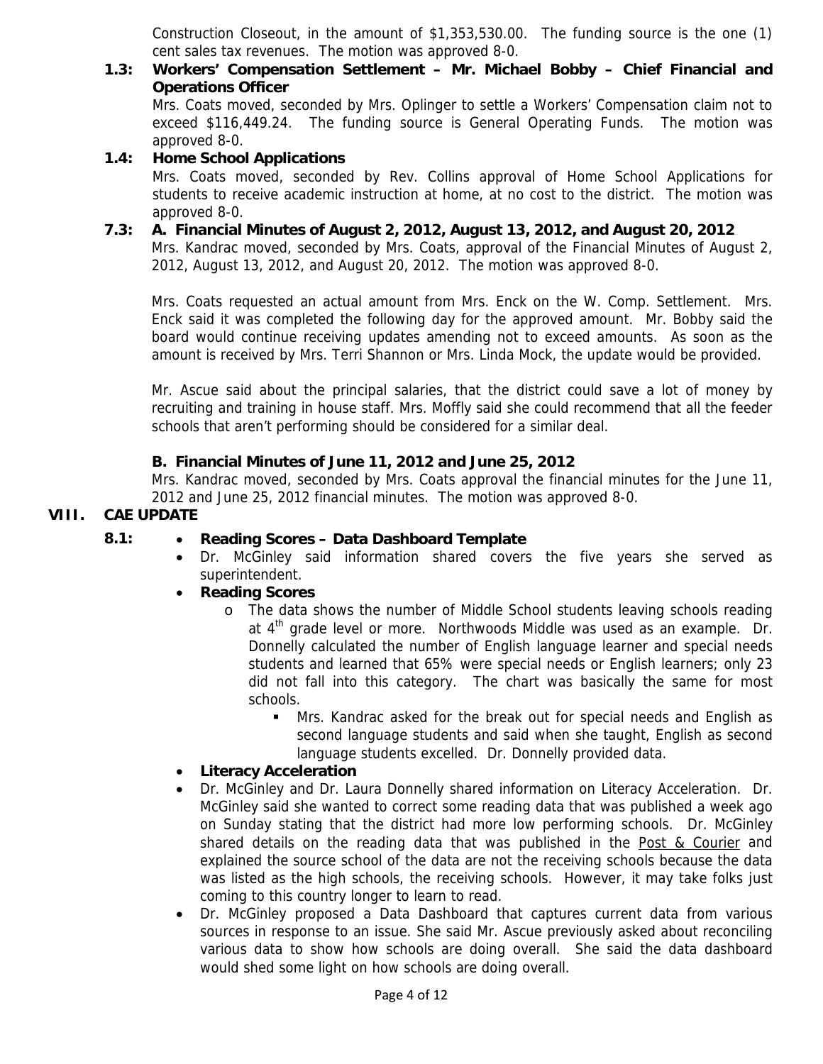Construction Closeout, in the amount of $1,353,530.00. The funding source is the one (1) cent sales tax revenues. The motion was approved 8-0.

**1.3: Workers' Compensation Settlement – Mr. Michael Bobby – Chief Financial and Operations Officer**

Mrs. Coats moved, seconded by Mrs. Oplinger to settle a Workers' Compensation claim not to exceed $116,449.24. The funding source is General Operating Funds. The motion was approved 8-0.

**1.4: Home School Applications**

Mrs. Coats moved, seconded by Rev. Collins approval of Home School Applications for students to receive academic instruction at home, at no cost to the district. The motion was approved 8-0.

**7.3: A. Financial Minutes of August 2, 2012, August 13, 2012, and August 20, 2012**

Mrs. Kandrac moved, seconded by Mrs. Coats, approval of the Financial Minutes of August 2, 2012, August 13, 2012, and August 20, 2012. The motion was approved 8-0.

Mrs. Coats requested an actual amount from Mrs. Enck on the W. Comp. Settlement. Mrs. Enck said it was completed the following day for the approved amount. Mr. Bobby said the board would continue receiving updates amending not to exceed amounts. As soon as the amount is received by Mrs. Terri Shannon or Mrs. Linda Mock, the update would be provided.

Mr. Ascue said about the principal salaries, that the district could save a lot of money by recruiting and training in house staff. Mrs. Moffly said she could recommend that all the feeder schools that aren't performing should be considered for a similar deal.

**B. Financial Minutes of June 11, 2012 and June 25, 2012**

Mrs. Kandrac moved, seconded by Mrs. Coats approval the financial minutes for the June 11, 2012 and June 25, 2012 financial minutes. The motion was approved 8-0.

## VIII. CAE UPDATE

**8.1:**

- **Reading Scores – Data Dashboard Template**
- Dr. McGinley said information shared covers the five years she served as superintendent.
- **Reading Scores**
  - The data shows the number of Middle School students leaving schools reading at 4th grade level or more. Northwoods Middle was used as an example. Dr. Donnelly calculated the number of English language learner and special needs students and learned that 65% were special needs or English learners; only 23 did not fall into this category. The chart was basically the same for most schools.
    - Mrs. Kandrac asked for the break out for special needs and English as second language students and said when she taught, English as second language students excelled. Dr. Donnelly provided data.
- **Literacy Acceleration**
- Dr. McGinley and Dr. Laura Donnelly shared information on Literacy Acceleration. Dr. McGinley said she wanted to correct some reading data that was published a week ago on Sunday stating that the district had more low performing schools. Dr. McGinley shared details on the reading data that was published in the Post & Courier and explained the source school of the data are not the receiving schools because the data was listed as the high schools, the receiving schools. However, it may take folks just coming to this country longer to learn to read.
- Dr. McGinley proposed a Data Dashboard that captures current data from various sources in response to an issue. She said Mr. Ascue previously asked about reconciling various data to show how schools are doing overall. She said the data dashboard would shed some light on how schools are doing overall.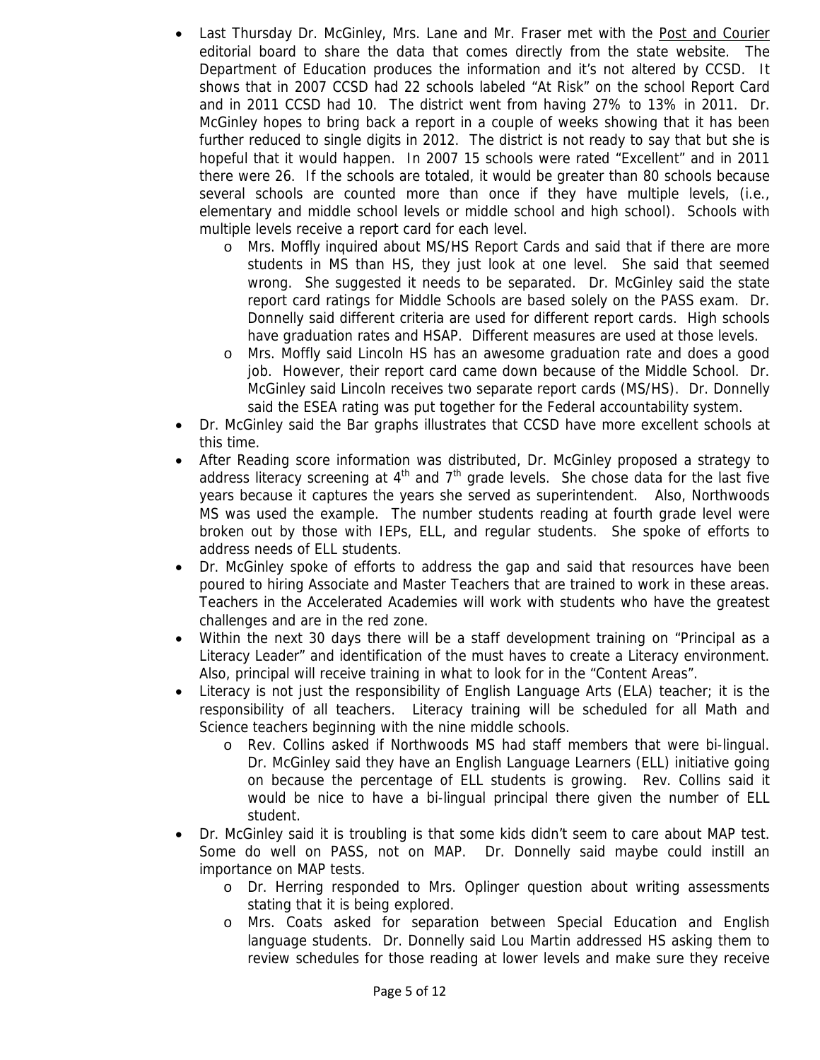- Last Thursday Dr. McGinley, Mrs. Lane and Mr. Fraser met with the Post and Courier editorial board to share the data that comes directly from the state website. The Department of Education produces the information and it's not altered by CCSD. It shows that in 2007 CCSD had 22 schools labeled "At Risk" on the school Report Card and in 2011 CCSD had 10. The district went from having 27% to 13% in 2011. Dr. McGinley hopes to bring back a report in a couple of weeks showing that it has been further reduced to single digits in 2012. The district is not ready to say that but she is hopeful that it would happen. In 2007 15 schools were rated "Excellent" and in 2011 there were 26. If the schools are totaled, it would be greater than 80 schools because several schools are counted more than once if they have multiple levels, (i.e., elementary and middle school levels or middle school and high school). Schools with multiple levels receive a report card for each level.
    - Mrs. Moffly inquired about MS/HS Report Cards and said that if there are more students in MS than HS, they just look at one level. She said that seemed wrong. She suggested it needs to be separated. Dr. McGinley said the state report card ratings for Middle Schools are based solely on the PASS exam. Dr. Donnelly said different criteria are used for different report cards. High schools have graduation rates and HSAP. Different measures are used at those levels.
    - Mrs. Moffly said Lincoln HS has an awesome graduation rate and does a good job. However, their report card came down because of the Middle School. Dr. McGinley said Lincoln receives two separate report cards (MS/HS). Dr. Donnelly said the ESEA rating was put together for the Federal accountability system.
- Dr. McGinley said the Bar graphs illustrates that CCSD have more excellent schools at this time.
- After Reading score information was distributed, Dr. McGinley proposed a strategy to address literacy screening at 4th and 7th grade levels. She chose data for the last five years because it captures the years she served as superintendent. Also, Northwoods MS was used the example. The number students reading at fourth grade level were broken out by those with IEPs, ELL, and regular students. She spoke of efforts to address needs of ELL students.
- Dr. McGinley spoke of efforts to address the gap and said that resources have been poured to hiring Associate and Master Teachers that are trained to work in these areas. Teachers in the Accelerated Academies will work with students who have the greatest challenges and are in the red zone.
- Within the next 30 days there will be a staff development training on "Principal as a Literacy Leader" and identification of the must haves to create a Literacy environment. Also, principal will receive training in what to look for in the "Content Areas".
- Literacy is not just the responsibility of English Language Arts (ELA) teacher; it is the responsibility of all teachers. Literacy training will be scheduled for all Math and Science teachers beginning with the nine middle schools.
    - Rev. Collins asked if Northwoods MS had staff members that were bi-lingual. Dr. McGinley said they have an English Language Learners (ELL) initiative going on because the percentage of ELL students is growing. Rev. Collins said it would be nice to have a bi-lingual principal there given the number of ELL student.
- Dr. McGinley said it is troubling is that some kids didn't seem to care about MAP test. Some do well on PASS, not on MAP. Dr. Donnelly said maybe could instill an importance on MAP tests.
    - Dr. Herring responded to Mrs. Oplinger question about writing assessments stating that it is being explored.
    - Mrs. Coats asked for separation between Special Education and English language students. Dr. Donnelly said Lou Martin addressed HS asking them to review schedules for those reading at lower levels and make sure they receive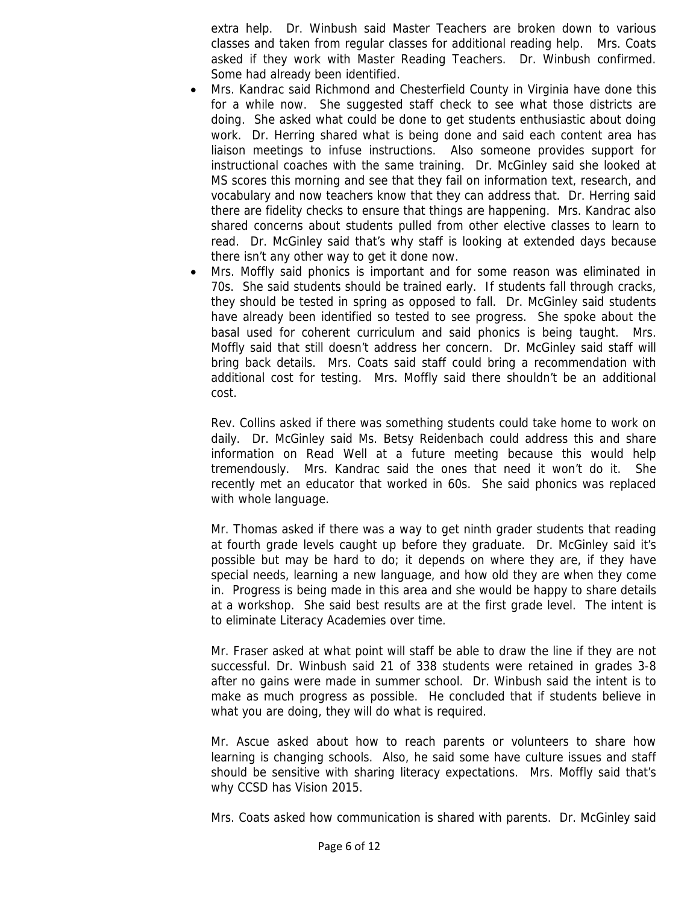extra help. Dr. Winbush said Master Teachers are broken down to various classes and taken from regular classes for additional reading help. Mrs. Coats asked if they work with Master Reading Teachers. Dr. Winbush confirmed. Some had already been identified.

- Mrs. Kandrac said Richmond and Chesterfield County in Virginia have done this for a while now. She suggested staff check to see what those districts are doing. She asked what could be done to get students enthusiastic about doing work. Dr. Herring shared what is being done and said each content area has liaison meetings to infuse instructions. Also someone provides support for instructional coaches with the same training. Dr. McGinley said she looked at MS scores this morning and see that they fail on information text, research, and vocabulary and now teachers know that they can address that. Dr. Herring said there are fidelity checks to ensure that things are happening. Mrs. Kandrac also shared concerns about students pulled from other elective classes to learn to read. Dr. McGinley said that's why staff is looking at extended days because there isn't any other way to get it done now.
- Mrs. Moffly said phonics is important and for some reason was eliminated in 70s. She said students should be trained early. If students fall through cracks, they should be tested in spring as opposed to fall. Dr. McGinley said students have already been identified so tested to see progress. She spoke about the basal used for coherent curriculum and said phonics is being taught. Mrs. Moffly said that still doesn't address her concern. Dr. McGinley said staff will bring back details. Mrs. Coats said staff could bring a recommendation with additional cost for testing. Mrs. Moffly said there shouldn't be an additional cost.

Rev. Collins asked if there was something students could take home to work on daily. Dr. McGinley said Ms. Betsy Reidenbach could address this and share information on Read Well at a future meeting because this would help tremendously. Mrs. Kandrac said the ones that need it won't do it. She recently met an educator that worked in 60s. She said phonics was replaced with whole language.

Mr. Thomas asked if there was a way to get ninth grader students that reading at fourth grade levels caught up before they graduate. Dr. McGinley said it's possible but may be hard to do; it depends on where they are, if they have special needs, learning a new language, and how old they are when they come in. Progress is being made in this area and she would be happy to share details at a workshop. She said best results are at the first grade level. The intent is to eliminate Literacy Academies over time.

Mr. Fraser asked at what point will staff be able to draw the line if they are not successful. Dr. Winbush said 21 of 338 students were retained in grades 3-8 after no gains were made in summer school. Dr. Winbush said the intent is to make as much progress as possible. He concluded that if students believe in what you are doing, they will do what is required.

Mr. Ascue asked about how to reach parents or volunteers to share how learning is changing schools. Also, he said some have culture issues and staff should be sensitive with sharing literacy expectations. Mrs. Moffly said that's why CCSD has Vision 2015.

Mrs. Coats asked how communication is shared with parents. Dr. McGinley said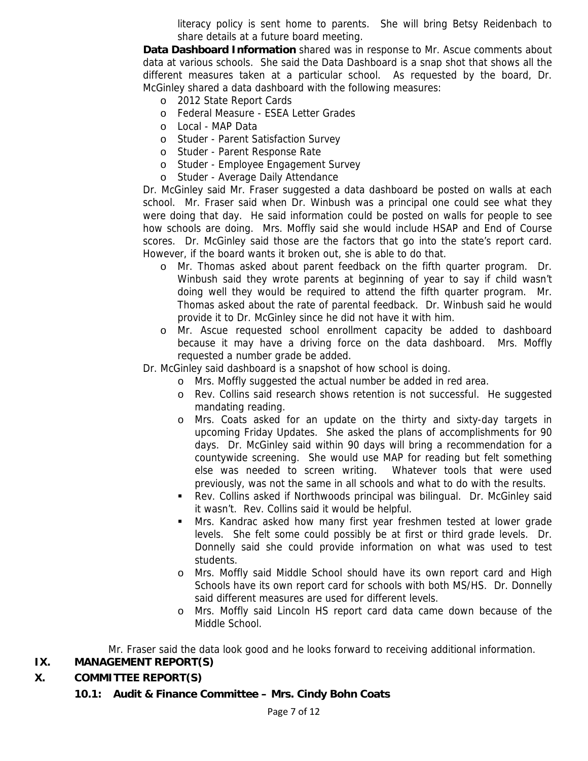literacy policy is sent home to parents. She will bring Betsy Reidenbach to share details at a future board meeting.

**Data Dashboard Information** shared was in response to Mr. Ascue comments about data at various schools. She said the Data Dashboard is a snap shot that shows all the different measures taken at a particular school. As requested by the board, Dr. McGinley shared a data dashboard with the following measures:

- 2012 State Report Cards
- Federal Measure - ESEA Letter Grades
- Local - MAP Data
- Studer - Parent Satisfaction Survey
- Studer - Parent Response Rate
- Studer - Employee Engagement Survey
- Studer - Average Daily Attendance

Dr. McGinley said Mr. Fraser suggested a data dashboard be posted on walls at each school. Mr. Fraser said when Dr. Winbush was a principal one could see what they were doing that day. He said information could be posted on walls for people to see how schools are doing. Mrs. Moffly said she would include HSAP and End of Course scores. Dr. McGinley said those are the factors that go into the state's report card. However, if the board wants it broken out, she is able to do that.

- Mr. Thomas asked about parent feedback on the fifth quarter program. Dr. Winbush said they wrote parents at beginning of year to say if child wasn't doing well they would be required to attend the fifth quarter program. Mr. Thomas asked about the rate of parental feedback. Dr. Winbush said he would provide it to Dr. McGinley since he did not have it with him.
- Mr. Ascue requested school enrollment capacity be added to dashboard because it may have a driving force on the data dashboard. Mrs. Moffly requested a number grade be added.

Dr. McGinley said dashboard is a snapshot of how school is doing.

- Mrs. Moffly suggested the actual number be added in red area.
- Rev. Collins said research shows retention is not successful. He suggested mandating reading.
- Mrs. Coats asked for an update on the thirty and sixty-day targets in upcoming Friday Updates. She asked the plans of accomplishments for 90 days. Dr. McGinley said within 90 days will bring a recommendation for a countywide screening. She would use MAP for reading but felt something else was needed to screen writing. Whatever tools that were used previously, was not the same in all schools and what to do with the results.
    - Rev. Collins asked if Northwoods principal was bilingual. Dr. McGinley said it wasn't. Rev. Collins said it would be helpful.
    - Mrs. Kandrac asked how many first year freshmen tested at lower grade levels. She felt some could possibly be at first or third grade levels. Dr. Donnelly said she could provide information on what was used to test students.
- Mrs. Moffly said Middle School should have its own report card and High Schools have its own report card for schools with both MS/HS. Dr. Donnelly said different measures are used for different levels.
- Mrs. Moffly said Lincoln HS report card data came down because of the Middle School.

Mr. Fraser said the data look good and he looks forward to receiving additional information.

## IX. MANAGEMENT REPORT(S)

## X. COMMITTEE REPORT(S)

### 10.1: Audit & Finance Committee – Mrs. Cindy Bohn Coats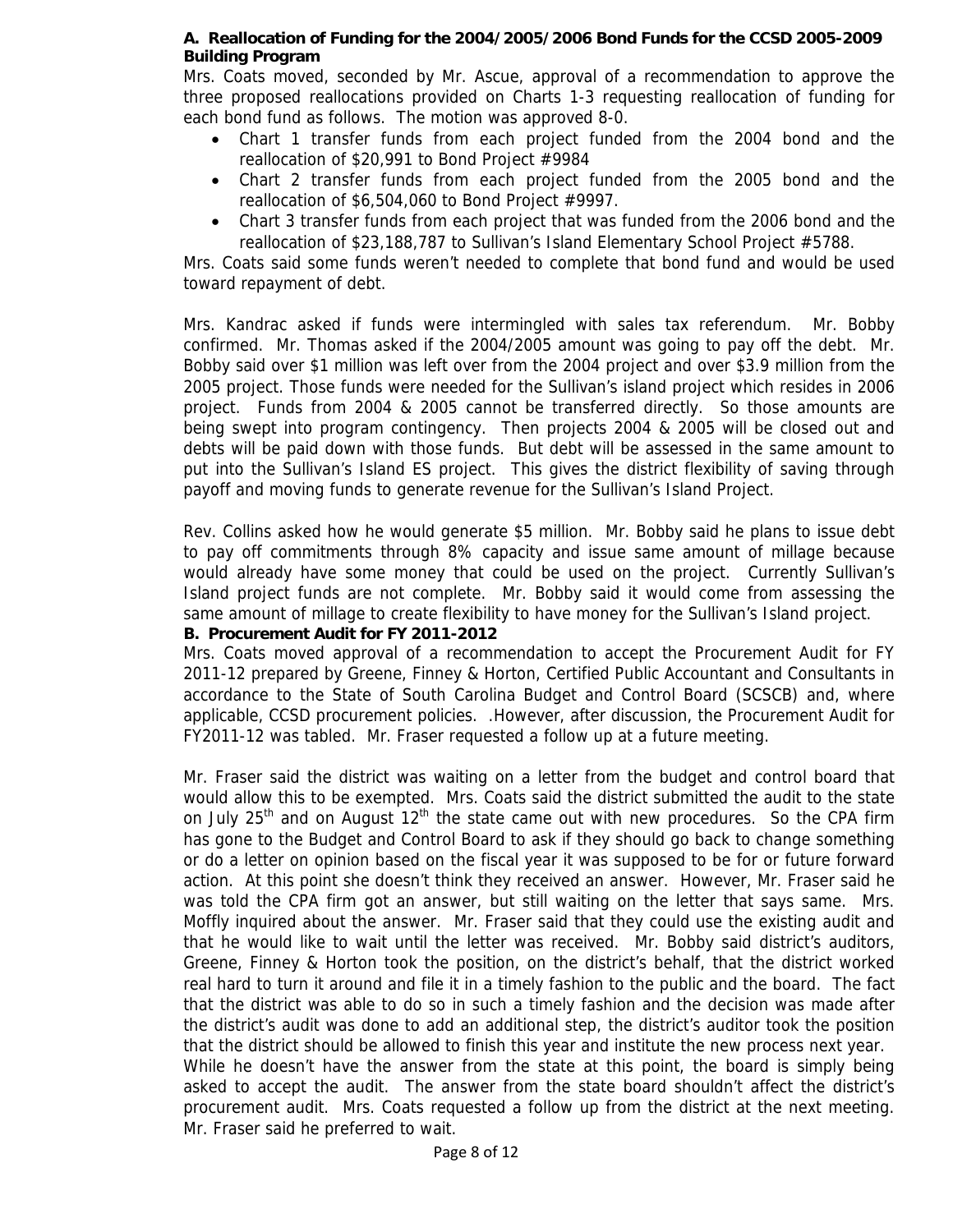**A. Reallocation of Funding for the 2004/2005/2006 Bond Funds for the CCSD 2005-2009 Building Program**

Mrs. Coats moved, seconded by Mr. Ascue, approval of a recommendation to approve the three proposed reallocations provided on Charts 1-3 requesting reallocation of funding for each bond fund as follows. The motion was approved 8-0.

- Chart 1 transfer funds from each project funded from the 2004 bond and the reallocation of $20,991 to Bond Project #9984
- Chart 2 transfer funds from each project funded from the 2005 bond and the reallocation of $6,504,060 to Bond Project #9997.
- Chart 3 transfer funds from each project that was funded from the 2006 bond and the reallocation of $23,188,787 to Sullivan's Island Elementary School Project #5788.

Mrs. Coats said some funds weren't needed to complete that bond fund and would be used toward repayment of debt.

Mrs. Kandrac asked if funds were intermingled with sales tax referendum. Mr. Bobby confirmed. Mr. Thomas asked if the 2004/2005 amount was going to pay off the debt. Mr. Bobby said over $1 million was left over from the 2004 project and over $3.9 million from the 2005 project. Those funds were needed for the Sullivan's island project which resides in 2006 project. Funds from 2004 & 2005 cannot be transferred directly. So those amounts are being swept into program contingency. Then projects 2004 & 2005 will be closed out and debts will be paid down with those funds. But debt will be assessed in the same amount to put into the Sullivan's Island ES project. This gives the district flexibility of saving through payoff and moving funds to generate revenue for the Sullivan's Island Project.

Rev. Collins asked how he would generate $5 million. Mr. Bobby said he plans to issue debt to pay off commitments through 8% capacity and issue same amount of millage because would already have some money that could be used on the project. Currently Sullivan's Island project funds are not complete. Mr. Bobby said it would come from assessing the same amount of millage to create flexibility to have money for the Sullivan's Island project.

**B. Procurement Audit for FY 2011-2012**

Mrs. Coats moved approval of a recommendation to accept the Procurement Audit for FY 2011-12 prepared by Greene, Finney & Horton, Certified Public Accountant and Consultants in accordance to the State of South Carolina Budget and Control Board (SCSCB) and, where applicable, CCSD procurement policies. .However, after discussion, the Procurement Audit for FY2011-12 was tabled. Mr. Fraser requested a follow up at a future meeting.

Mr. Fraser said the district was waiting on a letter from the budget and control board that would allow this to be exempted. Mrs. Coats said the district submitted the audit to the state on July 25th and on August 12th the state came out with new procedures. So the CPA firm has gone to the Budget and Control Board to ask if they should go back to change something or do a letter on opinion based on the fiscal year it was supposed to be for or future forward action. At this point she doesn't think they received an answer. However, Mr. Fraser said he was told the CPA firm got an answer, but still waiting on the letter that says same. Mrs. Moffly inquired about the answer. Mr. Fraser said that they could use the existing audit and that he would like to wait until the letter was received. Mr. Bobby said district's auditors, Greene, Finney & Horton took the position, on the district's behalf, that the district worked real hard to turn it around and file it in a timely fashion to the public and the board. The fact that the district was able to do so in such a timely fashion and the decision was made after the district's audit was done to add an additional step, the district's auditor took the position that the district should be allowed to finish this year and institute the new process next year. While he doesn't have the answer from the state at this point, the board is simply being asked to accept the audit. The answer from the state board shouldn't affect the district's procurement audit. Mrs. Coats requested a follow up from the district at the next meeting. Mr. Fraser said he preferred to wait.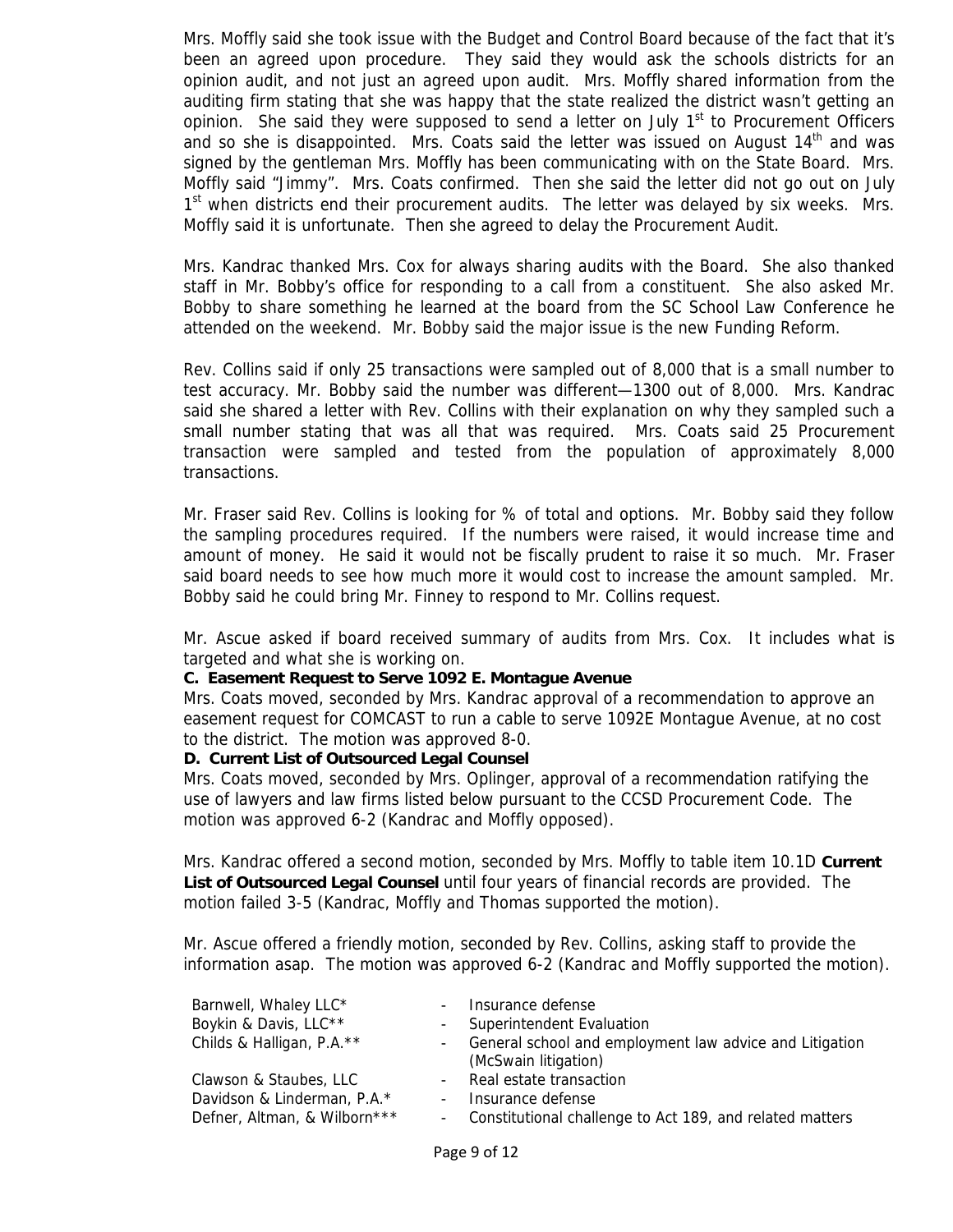Mrs. Moffly said she took issue with the Budget and Control Board because of the fact that it's been an agreed upon procedure. They said they would ask the schools districts for an opinion audit, and not just an agreed upon audit. Mrs. Moffly shared information from the auditing firm stating that she was happy that the state realized the district wasn't getting an opinion. She said they were supposed to send a letter on July 1st to Procurement Officers and so she is disappointed. Mrs. Coats said the letter was issued on August 14th and was signed by the gentleman Mrs. Moffly has been communicating with on the State Board. Mrs. Moffly said "Jimmy". Mrs. Coats confirmed. Then she said the letter did not go out on July 1st when districts end their procurement audits. The letter was delayed by six weeks. Mrs. Moffly said it is unfortunate. Then she agreed to delay the Procurement Audit.

Mrs. Kandrac thanked Mrs. Cox for always sharing audits with the Board. She also thanked staff in Mr. Bobby's office for responding to a call from a constituent. She also asked Mr. Bobby to share something he learned at the board from the SC School Law Conference he attended on the weekend. Mr. Bobby said the major issue is the new Funding Reform.

Rev. Collins said if only 25 transactions were sampled out of 8,000 that is a small number to test accuracy. Mr. Bobby said the number was different—1300 out of 8,000. Mrs. Kandrac said she shared a letter with Rev. Collins with their explanation on why they sampled such a small number stating that was all that was required. Mrs. Coats said 25 Procurement transaction were sampled and tested from the population of approximately 8,000 transactions.

Mr. Fraser said Rev. Collins is looking for % of total and options. Mr. Bobby said they follow the sampling procedures required. If the numbers were raised, it would increase time and amount of money. He said it would not be fiscally prudent to raise it so much. Mr. Fraser said board needs to see how much more it would cost to increase the amount sampled. Mr. Bobby said he could bring Mr. Finney to respond to Mr. Collins request.

Mr. Ascue asked if board received summary of audits from Mrs. Cox. It includes what is targeted and what she is working on.

**C. Easement Request to Serve 1092 E. Montague Avenue**

Mrs. Coats moved, seconded by Mrs. Kandrac approval of a recommendation to approve an easement request for COMCAST to run a cable to serve 1092E Montague Avenue, at no cost to the district. The motion was approved 8-0.

**D. Current List of Outsourced Legal Counsel**

Mrs. Coats moved, seconded by Mrs. Oplinger, approval of a recommendation ratifying the use of lawyers and law firms listed below pursuant to the CCSD Procurement Code. The motion was approved 6-2 (Kandrac and Moffly opposed).

Mrs. Kandrac offered a second motion, seconded by Mrs. Moffly to table item 10.1D **Current List of Outsourced Legal Counsel** until four years of financial records are provided. The motion failed 3-5 (Kandrac, Moffly and Thomas supported the motion).

Mr. Ascue offered a friendly motion, seconded by Rev. Collins, asking staff to provide the information asap. The motion was approved 6-2 (Kandrac and Moffly supported the motion).

| | | |
|---|---|---|
| Barnwell, Whaley LLC* | - | Insurance defense |
| Boykin & Davis, LLC** | - | Superintendent Evaluation |
| Childs & Halligan, P.A.** | - | General school and employment law advice and Litigation (McSwain litigation) |
| Clawson & Staubes, LLC | - | Real estate transaction |
| Davidson & Linderman, P.A.* | - | Insurance defense |
| Defner, Altman, & Wilborn*** | - | Constitutional challenge to Act 189, and related matters |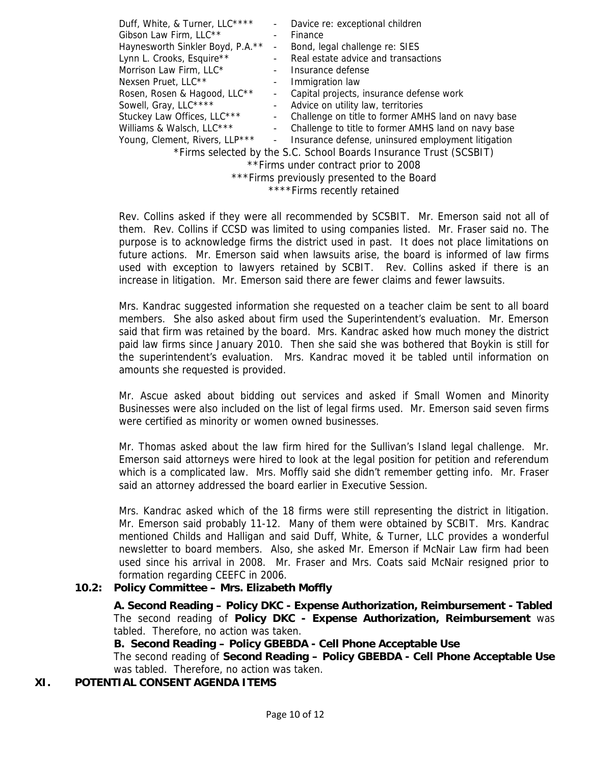| | | |
|---|---|---|
| Duff, White, & Turner, LLC**** | - | Davice re: exceptional children |
| Gibson Law Firm, LLC** | - | Finance |
| Haynesworth Sinkler Boyd, P.A.** | - | Bond, legal challenge re: SIES |
| Lynn L. Crooks, Esquire** | - | Real estate advice and transactions |
| Morrison Law Firm, LLC* | - | Insurance defense |
| Nexsen Pruet, LLC** | - | Immigration law |
| Rosen, Rosen & Hagood, LLC** | - | Capital projects, insurance defense work |
| Sowell, Gray, LLC**** | - | Advice on utility law, territories |
| Stuckey Law Offices, LLC*** | - | Challenge on title to former AMHS land on navy base |
| Williams & Walsch, LLC*** | - | Challenge to title to former AMHS land on navy base |
| Young, Clement, Rivers, LLP*** | - | Insurance defense, uninsured employment litigation |

*Firms selected by the S.C. School Boards Insurance Trust (SCSBIT)

**Firms under contract prior to 2008

***Firms previously presented to the Board

****Firms recently retained

Rev. Collins asked if they were all recommended by SCSBIT. Mr. Emerson said not all of them. Rev. Collins if CCSD was limited to using companies listed. Mr. Fraser said no. The purpose is to acknowledge firms the district used in past. It does not place limitations on future actions. Mr. Emerson said when lawsuits arise, the board is informed of law firms used with exception to lawyers retained by SCBIT. Rev. Collins asked if there is an increase in litigation. Mr. Emerson said there are fewer claims and fewer lawsuits.

Mrs. Kandrac suggested information she requested on a teacher claim be sent to all board members. She also asked about firm used the Superintendent's evaluation. Mr. Emerson said that firm was retained by the board. Mrs. Kandrac asked how much money the district paid law firms since January 2010. Then she said she was bothered that Boykin is still for the superintendent's evaluation. Mrs. Kandrac moved it be tabled until information on amounts she requested is provided.

Mr. Ascue asked about bidding out services and asked if Small Women and Minority Businesses were also included on the list of legal firms used. Mr. Emerson said seven firms were certified as minority or women owned businesses.

Mr. Thomas asked about the law firm hired for the Sullivan's Island legal challenge. Mr. Emerson said attorneys were hired to look at the legal position for petition and referendum which is a complicated law. Mrs. Moffly said she didn't remember getting info. Mr. Fraser said an attorney addressed the board earlier in Executive Session.

Mrs. Kandrac asked which of the 18 firms were still representing the district in litigation. Mr. Emerson said probably 11-12. Many of them were obtained by SCBIT. Mrs. Kandrac mentioned Childs and Halligan and said Duff, White, & Turner, LLC provides a wonderful newsletter to board members. Also, she asked Mr. Emerson if McNair Law firm had been used since his arrival in 2008. Mr. Fraser and Mrs. Coats said McNair resigned prior to formation regarding CEEFC in 2006.

### 10.2: Policy Committee – Mrs. Elizabeth Moffly

**A. Second Reading – Policy DKC - Expense Authorization, Reimbursement - Tabled**

The second reading of **Policy DKC - Expense Authorization, Reimbursement** was tabled. Therefore, no action was taken.

**B. Second Reading – Policy GBEBDA - Cell Phone Acceptable Use**

The second reading of **Second Reading – Policy GBEBDA - Cell Phone Acceptable Use** was tabled. Therefore, no action was taken.

## XI. POTENTIAL CONSENT AGENDA ITEMS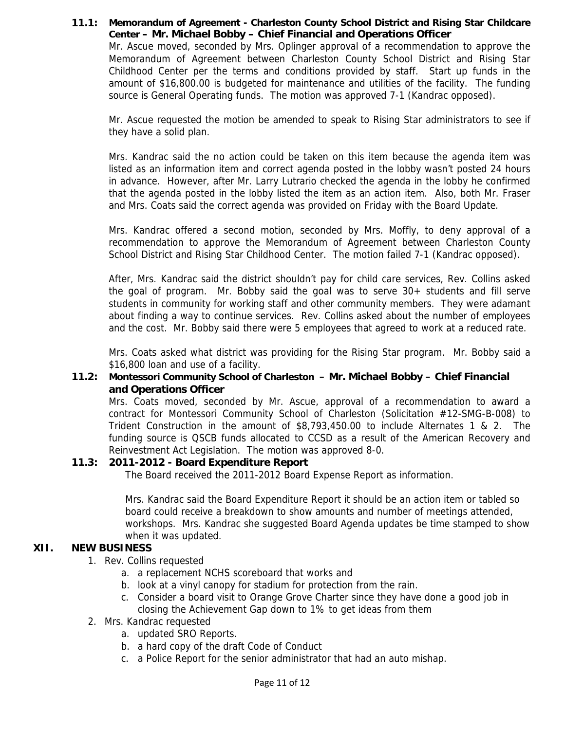**11.1: Memorandum of Agreement - Charleston County School District and Rising Star Childcare Center – Mr. Michael Bobby – Chief Financial and Operations Officer**

Mr. Ascue moved, seconded by Mrs. Oplinger approval of a recommendation to approve the Memorandum of Agreement between Charleston County School District and Rising Star Childhood Center per the terms and conditions provided by staff. Start up funds in the amount of $16,800.00 is budgeted for maintenance and utilities of the facility. The funding source is General Operating funds. The motion was approved 7-1 (Kandrac opposed).

Mr. Ascue requested the motion be amended to speak to Rising Star administrators to see if they have a solid plan.

Mrs. Kandrac said the no action could be taken on this item because the agenda item was listed as an information item and correct agenda posted in the lobby wasn't posted 24 hours in advance. However, after Mr. Larry Lutrario checked the agenda in the lobby he confirmed that the agenda posted in the lobby listed the item as an action item. Also, both Mr. Fraser and Mrs. Coats said the correct agenda was provided on Friday with the Board Update.

Mrs. Kandrac offered a second motion, seconded by Mrs. Moffly, to deny approval of a recommendation to approve the Memorandum of Agreement between Charleston County School District and Rising Star Childhood Center. The motion failed 7-1 (Kandrac opposed).

After, Mrs. Kandrac said the district shouldn't pay for child care services, Rev. Collins asked the goal of program. Mr. Bobby said the goal was to serve 30+ students and fill serve students in community for working staff and other community members. They were adamant about finding a way to continue services. Rev. Collins asked about the number of employees and the cost. Mr. Bobby said there were 5 employees that agreed to work at a reduced rate.

Mrs. Coats asked what district was providing for the Rising Star program. Mr. Bobby said a $16,800 loan and use of a facility.

**11.2: Montessori Community School of Charleston – Mr. Michael Bobby – Chief Financial and Operations Officer**

Mrs. Coats moved, seconded by Mr. Ascue, approval of a recommendation to award a contract for Montessori Community School of Charleston (Solicitation #12-SMG-B-008) to Trident Construction in the amount of $8,793,450.00 to include Alternates 1 & 2. The funding source is QSCB funds allocated to CCSD as a result of the American Recovery and Reinvestment Act Legislation. The motion was approved 8-0.

**11.3: 2011-2012 - Board Expenditure Report**

The Board received the 2011-2012 Board Expense Report as information.

Mrs. Kandrac said the Board Expenditure Report it should be an action item or tabled so board could receive a breakdown to show amounts and number of meetings attended, workshops. Mrs. Kandrac she suggested Board Agenda updates be time stamped to show when it was updated.

## XII. NEW BUSINESS

1. Rev. Collins requested
   a. a replacement NCHS scoreboard that works and
   b. look at a vinyl canopy for stadium for protection from the rain.
   c. Consider a board visit to Orange Grove Charter since they have done a good job in closing the Achievement Gap down to 1% to get ideas from them
2. Mrs. Kandrac requested
   a. updated SRO Reports.
   b. a hard copy of the draft Code of Conduct
   c. a Police Report for the senior administrator that had an auto mishap.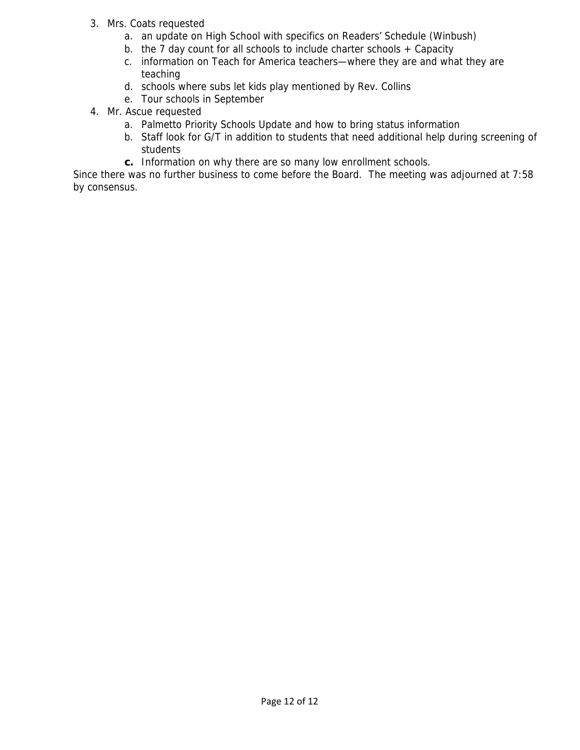3. Mrs. Coats requested
    a. an update on High School with specifics on Readers' Schedule (Winbush)
    b. the 7 day count for all schools to include charter schools + Capacity
    c. information on Teach for America teachers—where they are and what they are teaching
    d. schools where subs let kids play mentioned by Rev. Collins
    e. Tour schools in September
4. Mr. Ascue requested
    a. Palmetto Priority Schools Update and how to bring status information
    b. Staff look for G/T in addition to students that need additional help during screening of students
    c. Information on why there are so many low enrollment schools.

Since there was no further business to come before the Board. The meeting was adjourned at 7:58 by consensus.